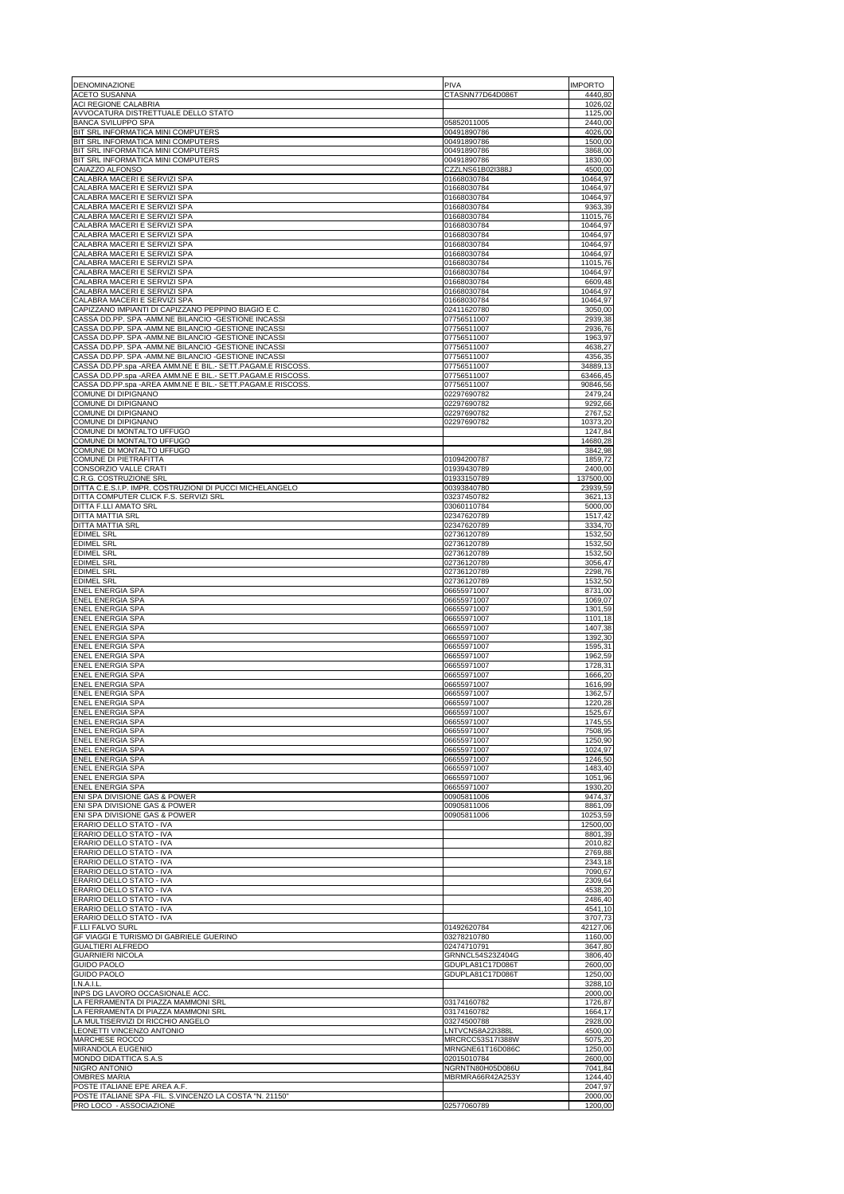| DENOMINAZIONE | PIVA | IMPORTO |
|---|---|---|
| ACETO SUSANNA | CTASNN77D64D086T | 4440,80 |
| ACI REGIONE CALABRIA | | 1026,02 |
| AVVOCATURA DISTRETTUALE DELLO STATO | | 1125,00 |
| BANCA SVILUPPO SPA | 05852011005 | 2440,00 |
| BIT SRL INFORMATICA MINI COMPUTERS | 00491890786 | 4026,00 |
| BIT SRL INFORMATICA MINI COMPUTERS | 00491890786 | 1500,00 |
| BIT SRL INFORMATICA MINI COMPUTERS | 00491890786 | 3868,00 |
| BIT SRL INFORMATICA MINI COMPUTERS | 00491890786 | 1830,00 |
| CAIAZZO ALFONSO | CZZLNS61B02I388J | 4500,00 |
| CALABRA MACERI E SERVIZI SPA | 01668030784 | 10464,97 |
| CALABRA MACERI E SERVIZI SPA | 01668030784 | 10464,97 |
| CALABRA MACERI E SERVIZI SPA | 01668030784 | 10464,97 |
| CALABRA MACERI E SERVIZI SPA | 01668030784 | 9363,39 |
| CALABRA MACERI E SERVIZI SPA | 01668030784 | 11015,76 |
| CALABRA MACERI E SERVIZI SPA | 01668030784 | 10464,97 |
| CALABRA MACERI E SERVIZI SPA | 01668030784 | 10464,97 |
| CALABRA MACERI E SERVIZI SPA | 01668030784 | 10464,97 |
| CALABRA MACERI E SERVIZI SPA | 01668030784 | 10464,97 |
| CALABRA MACERI E SERVIZI SPA | 01668030784 | 11015,76 |
| CALABRA MACERI E SERVIZI SPA | 01668030784 | 10464,97 |
| CALABRA MACERI E SERVIZI SPA | 01668030784 | 6609,48 |
| CALABRA MACERI E SERVIZI SPA | 01668030784 | 10464,97 |
| CALABRA MACERI E SERVIZI SPA | 01668030784 | 10464,97 |
| CAPIZZANO IMPIANTI DI CAPIZZANO PEPPINO BIAGIO E C. | 02411620780 | 3050,00 |
| CASSA DD.PP. SPA -AMM.NE BILANCIO -GESTIONE INCASSI | 07756511007 | 2939,38 |
| CASSA DD.PP. SPA -AMM.NE BILANCIO -GESTIONE INCASSI | 07756511007 | 2936,76 |
| CASSA DD.PP. SPA -AMM.NE BILANCIO -GESTIONE INCASSI | 07756511007 | 1963,97 |
| CASSA DD.PP. SPA -AMM.NE BILANCIO -GESTIONE INCASSI | 07756511007 | 4638,27 |
| CASSA DD.PP. SPA -AMM.NE BILANCIO -GESTIONE INCASSI | 07756511007 | 4356,35 |
| CASSA DD.PP.spa -AREA AMM.NE E BIL.- SETT.PAGAM.E RISCOSS. | 07756511007 | 34889,13 |
| CASSA DD.PP.spa -AREA AMM.NE E BIL.- SETT.PAGAM.E RISCOSS. | 07756511007 | 63466,45 |
| CASSA DD.PP.spa -AREA AMM.NE E BIL.- SETT.PAGAM.E RISCOSS. | 07756511007 | 90846,56 |
| COMUNE DI DIPIGNANO | 02297690782 | 2479,24 |
| COMUNE DI DIPIGNANO | 02297690782 | 9292,66 |
| COMUNE DI DIPIGNANO | 02297690782 | 2767,52 |
| COMUNE DI DIPIGNANO | 02297690782 | 10373,20 |
| COMUNE DI MONTALTO UFFUGO | | 1247,84 |
| COMUNE DI MONTALTO UFFUGO | | 14680,28 |
| COMUNE DI MONTALTO UFFUGO | | 3842,98 |
| COMUNE DI PIETRAFITTA | 01094200787 | 1859,72 |
| CONSORZIO VALLE CRATI | 01939430789 | 2400,00 |
| C.R.G. COSTRUZIONE SRL | 01933150789 | 137500,00 |
| DITTA C.E.S.I.P. IMPR. COSTRUZIONI DI PUCCI MICHELANGELO | 00393840780 | 23939,59 |
| DITTA COMPUTER CLICK F.S. SERVIZI SRL | 03237450782 | 3621,13 |
| DITTA F.LLI AMATO SRL | 03060110784 | 5000,00 |
| DITTA MATTIA SRL | 02347620789 | 1517,42 |
| DITTA MATTIA SRL | 02347620789 | 3334,70 |
| EDIMEL SRL | 02736120789 | 1532,50 |
| EDIMEL SRL | 02736120789 | 1532,50 |
| EDIMEL SRL | 02736120789 | 1532,50 |
| EDIMEL SRL | 02736120789 | 3056,47 |
| EDIMEL SRL | 02736120789 | 2298,76 |
| EDIMEL SRL | 02736120789 | 1532,50 |
| ENEL ENERGIA SPA | 06655971007 | 8731,00 |
| ENEL ENERGIA SPA | 06655971007 | 1069,07 |
| ENEL ENERGIA SPA | 06655971007 | 1301,59 |
| ENEL ENERGIA SPA | 06655971007 | 1101,18 |
| ENEL ENERGIA SPA | 06655971007 | 1407,38 |
| ENEL ENERGIA SPA | 06655971007 | 1392,30 |
| ENEL ENERGIA SPA | 06655971007 | 1595,31 |
| ENEL ENERGIA SPA | 06655971007 | 1962,59 |
| ENEL ENERGIA SPA | 06655971007 | 1728,31 |
| ENEL ENERGIA SPA | 06655971007 | 1666,20 |
| ENEL ENERGIA SPA | 06655971007 | 1616,99 |
| ENEL ENERGIA SPA | 06655971007 | 1362,57 |
| ENEL ENERGIA SPA | 06655971007 | 1220,28 |
| ENEL ENERGIA SPA | 06655971007 | 1525,67 |
| ENEL ENERGIA SPA | 06655971007 | 1745,55 |
| ENEL ENERGIA SPA | 06655971007 | 7508,95 |
| ENEL ENERGIA SPA | 06655971007 | 1250,90 |
| ENEL ENERGIA SPA | 06655971007 | 1024,97 |
| ENEL ENERGIA SPA | 06655971007 | 1246,50 |
| ENEL ENERGIA SPA | 06655971007 | 1483,40 |
| ENEL ENERGIA SPA | 06655971007 | 1051,96 |
| ENEL ENERGIA SPA | 06655971007 | 1930,20 |
| ENI SPA DIVISIONE GAS & POWER | 00905811006 | 9474,37 |
| ENI SPA DIVISIONE GAS & POWER | 00905811006 | 8861,09 |
| ENI SPA DIVISIONE GAS & POWER | 00905811006 | 10253,59 |
| ERARIO DELLO STATO - IVA | | 12500,00 |
| ERARIO DELLO STATO - IVA | | 8801,39 |
| ERARIO DELLO STATO - IVA | | 2010,82 |
| ERARIO DELLO STATO - IVA | | 2769,88 |
| ERARIO DELLO STATO - IVA | | 2343,18 |
| ERARIO DELLO STATO - IVA | | 7090,67 |
| ERARIO DELLO STATO - IVA | | 2309,64 |
| ERARIO DELLO STATO - IVA | | 4538,20 |
| ERARIO DELLO STATO - IVA | | 2486,40 |
| ERARIO DELLO STATO - IVA | | 4541,10 |
| ERARIO DELLO STATO - IVA | | 3707,73 |
| F.LLI FALVO SURL | 01492620784 | 42127,06 |
| GF VIAGGI E TURISMO DI GABRIELE GUERINO | 03278210780 | 1160,00 |
| GUALTIERI ALFREDO | 02474710791 | 3647,80 |
| GUARNIERI NICOLA | GRNNCL54S23Z404G | 3806,40 |
| GUIDO PAOLO | GDUPLA81C17D086T | 2600,00 |
| GUIDO PAOLO | GDUPLA81C17D086T | 1250,00 |
| I.N.A.I.L. | | 3288,10 |
| INPS DG LAVORO OCCASIONALE ACC. | | 2000,00 |
| LA FERRAMENTA DI PIAZZA MAMMONI SRL | 03174160782 | 1726,87 |
| LA FERRAMENTA DI PIAZZA MAMMONI SRL | 03174160782 | 1664,17 |
| LA MULTISERVIZI DI RICCHIO ANGELO | 03274500788 | 2928,00 |
| LEONETTI VINCENZO ANTONIO | LNTVCN58A22I388L | 4500,00 |
| MARCHESE ROCCO | MRCRCC53S17I388W | 5075,20 |
| MIRANDOLA EUGENIO | MRNGNE61T16D086C | 1250,00 |
| MONDO DIDATTICA S.A.S | 02015010784 | 2600,00 |
| NIGRO ANTONIO | NGRNTN80H05D086U | 7041,84 |
| OMBRES MARIA | MBRMRA66R42A253Y | 1244,40 |
| POSTE ITALIANE EPE AREA A.F. | | 2047,97 |
| POSTE ITALIANE SPA -FIL. S.VINCENZO LA COSTA "N. 21150" | | 2000,00 |
| PRO LOCO - ASSOCIAZIONE | 02577060789 | 1200,00 |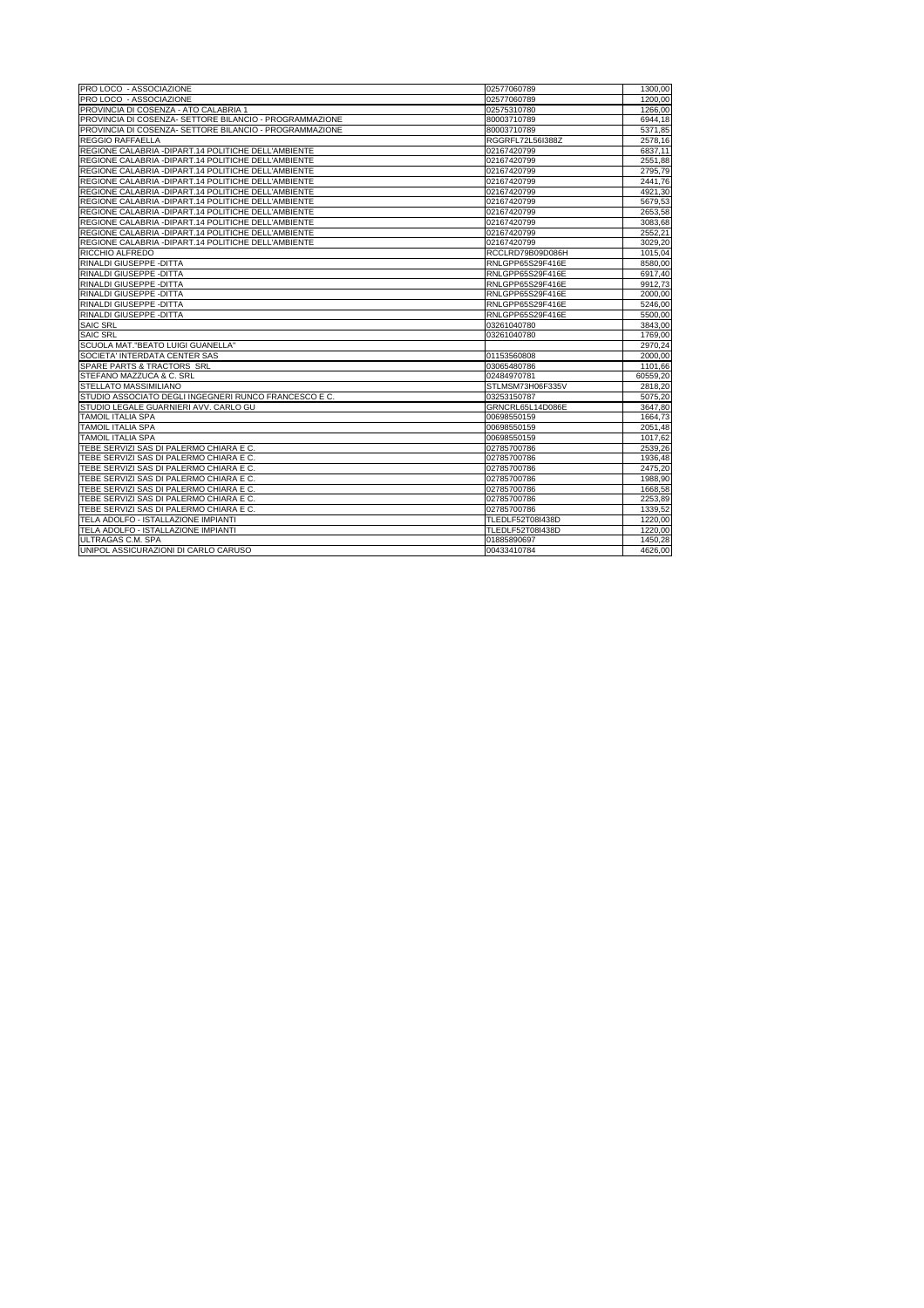| | | |
|---|---|---|
| PRO LOCO - ASSOCIAZIONE | 02577060789 | 1300,00 |
| PRO LOCO - ASSOCIAZIONE | 02577060789 | 1200,00 |
| PROVINCIA DI COSENZA - ATO CALABRIA 1 | 02575310780 | 1266,00 |
| PROVINCIA DI COSENZA- SETTORE BILANCIO - PROGRAMMAZIONE | 80003710789 | 6944,18 |
| PROVINCIA DI COSENZA- SETTORE BILANCIO - PROGRAMMAZIONE | 80003710789 | 5371,85 |
| REGGIO RAFFAELLA | RGGRFL72L56I388Z | 2578,16 |
| REGIONE CALABRIA -DIPART.14 POLITICHE DELL'AMBIENTE | 02167420799 | 6837,11 |
| REGIONE CALABRIA -DIPART.14 POLITICHE DELL'AMBIENTE | 02167420799 | 2551,88 |
| REGIONE CALABRIA -DIPART.14 POLITICHE DELL'AMBIENTE | 02167420799 | 2795,79 |
| REGIONE CALABRIA -DIPART.14 POLITICHE DELL'AMBIENTE | 02167420799 | 2441,76 |
| REGIONE CALABRIA -DIPART.14 POLITICHE DELL'AMBIENTE | 02167420799 | 4921,30 |
| REGIONE CALABRIA -DIPART.14 POLITICHE DELL'AMBIENTE | 02167420799 | 5679,53 |
| REGIONE CALABRIA -DIPART.14 POLITICHE DELL'AMBIENTE | 02167420799 | 2653,58 |
| REGIONE CALABRIA -DIPART.14 POLITICHE DELL'AMBIENTE | 02167420799 | 3083,68 |
| REGIONE CALABRIA -DIPART.14 POLITICHE DELL'AMBIENTE | 02167420799 | 2552,21 |
| REGIONE CALABRIA -DIPART.14 POLITICHE DELL'AMBIENTE | 02167420799 | 3029,20 |
| RICCHIO ALFREDO | RCCLRD79B09D086H | 1015,04 |
| RINALDI GIUSEPPE -DITTA | RNLGPP65S29F416E | 8580,00 |
| RINALDI GIUSEPPE -DITTA | RNLGPP65S29F416E | 6917,40 |
| RINALDI GIUSEPPE -DITTA | RNLGPP65S29F416E | 9912,73 |
| RINALDI GIUSEPPE -DITTA | RNLGPP65S29F416E | 2000,00 |
| RINALDI GIUSEPPE -DITTA | RNLGPP65S29F416E | 5246,00 |
| RINALDI GIUSEPPE -DITTA | RNLGPP65S29F416E | 5500,00 |
| SAIC SRL | 03261040780 | 3843,00 |
| SAIC SRL | 03261040780 | 1769,00 |
| SCUOLA MAT."BEATO LUIGI GUANELLA" | | 2970,24 |
| SOCIETA' INTERDATA CENTER SAS | 01153560808 | 2000,00 |
| SPARE PARTS & TRACTORS SRL | 03065480786 | 1101,66 |
| STEFANO MAZZUCA & C. SRL | 02484970781 | 60559,20 |
| STELLATO MASSIMILIANO | STLMSM73H06F335V | 2818,20 |
| STUDIO ASSOCIATO DEGLI INGEGNERI RUNCO FRANCESCO E C. | 03253150787 | 5075,20 |
| STUDIO LEGALE GUARNIERI AVV. CARLO GU | GRNCRL65L14D086E | 3647,80 |
| TAMOIL ITALIA SPA | 00698550159 | 1664,73 |
| TAMOIL ITALIA SPA | 00698550159 | 2051,48 |
| TAMOIL ITALIA SPA | 00698550159 | 1017,62 |
| TEBE SERVIZI SAS DI PALERMO CHIARA E C. | 02785700786 | 2539,26 |
| TEBE SERVIZI SAS DI PALERMO CHIARA E C. | 02785700786 | 1936,48 |
| TEBE SERVIZI SAS DI PALERMO CHIARA E C. | 02785700786 | 2475,20 |
| TEBE SERVIZI SAS DI PALERMO CHIARA E C. | 02785700786 | 1988,90 |
| TEBE SERVIZI SAS DI PALERMO CHIARA E C. | 02785700786 | 1668,58 |
| TEBE SERVIZI SAS DI PALERMO CHIARA E C. | 02785700786 | 2253,89 |
| TEBE SERVIZI SAS DI PALERMO CHIARA E C. | 02785700786 | 1339,52 |
| TELA ADOLFO - ISTALLAZIONE IMPIANTI | TLEDLF52T08I438D | 1220,00 |
| TELA ADOLFO - ISTALLAZIONE IMPIANTI | TLEDLF52T08I438D | 1220,00 |
| ULTRAGAS C.M. SPA | 01885890697 | 1450,28 |
| UNIPOL ASSICURAZIONI DI CARLO CARUSO | 00433410784 | 4626,00 |